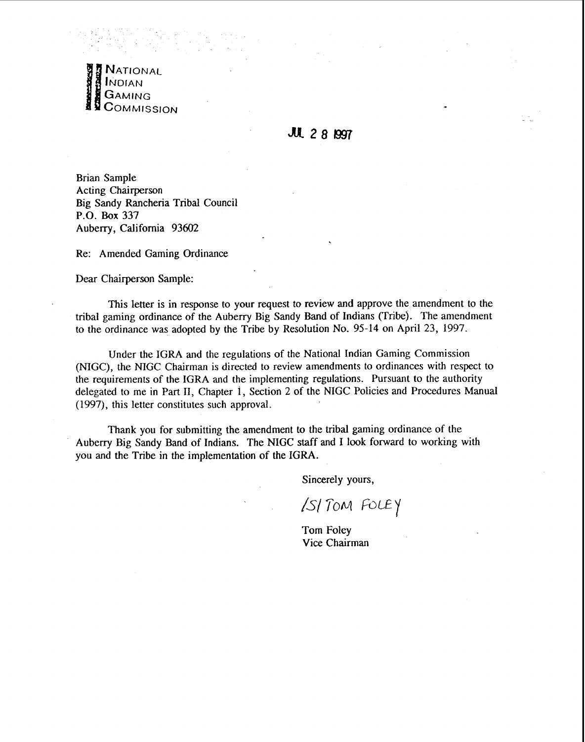NATIONAL
INDIAN
GAMING
COMMISSION

JUL 28 1997

Brian Sample
Acting Chairperson
Big Sandy Rancheria Tribal Council
P.O. Box 337
Auberry, California 93602

Re: Amended Gaming Ordinance

Dear Chairperson Sample:

This letter is in response to your request to review and approve the amendment to the tribal gaming ordinance of the Auberry Big Sandy Band of Indians (Tribe). The amendment to the ordinance was adopted by the Tribe by Resolution No. 95-14 on April 23, 1997.

Under the IGRA and the regulations of the National Indian Gaming Commission (NIGC), the NIGC Chairman is directed to review amendments to ordinances with respect to the requirements of the IGRA and the implementing regulations. Pursuant to the authority delegated to me in Part II, Chapter 1, Section 2 of the NIGC Policies and Procedures Manual (1997), this letter constitutes such approval.

Thank you for submitting the amendment to the tribal gaming ordinance of the Auberry Big Sandy Band of Indians. The NIGC staff and I look forward to working with you and the Tribe in the implementation of the IGRA.

Sincerely yours,

/S/ TOM FOLEY

Tom Foley
Vice Chairman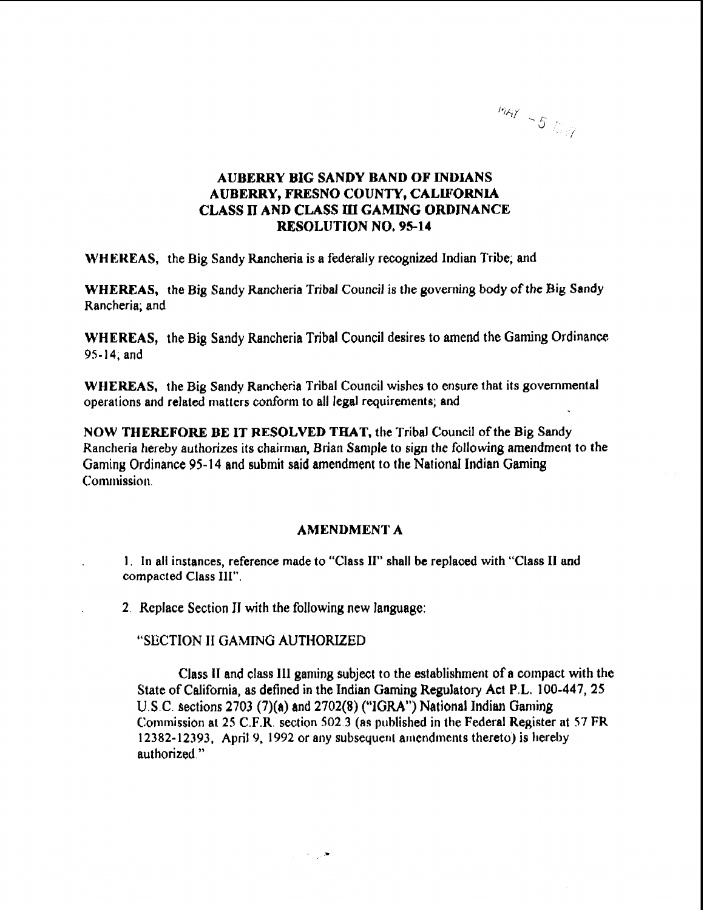MAY -5

**AUBERRY BIG SANDY BAND OF INDIANS**
**AUBERRY, FRESNO COUNTY, CALIFORNIA**
**CLASS II AND CLASS III GAMING ORDINANCE**
**RESOLUTION NO. 95-14**

**WHEREAS,** the Big Sandy Rancheria is a federally recognized Indian Tribe; and

**WHEREAS,** the Big Sandy Rancheria Tribal Council is the governing body of the Big Sandy Rancheria; and

**WHEREAS,** the Big Sandy Rancheria Tribal Council desires to amend the Gaming Ordinance 95-14; and

**WHEREAS,** the Big Sandy Rancheria Tribal Council wishes to ensure that its governmental operations and related matters conform to all legal requirements; and

**NOW THEREFORE BE IT RESOLVED THAT,** the Tribal Council of the Big Sandy Rancheria hereby authorizes its chairman, Brian Sample to sign the following amendment to the Gaming Ordinance 95-14 and submit said amendment to the National Indian Gaming Commission.

**AMENDMENT A**

1. In all instances, reference made to "Class II" shall be replaced with "Class II and compacted Class III".

2. Replace Section II with the following new language:

"SECTION II GAMING AUTHORIZED

Class II and class III gaming subject to the establishment of a compact with the State of California, as defined in the Indian Gaming Regulatory Act P.L. 100-447, 25 U.S.C. sections 2703 (7)(a) and 2702(8) ("IGRA") National Indian Gaming Commission at 25 C.F.R. section 502.3 (as published in the Federal Register at 57 FR 12382-12393, April 9, 1992 or any subsequent amendments thereto) is hereby authorized."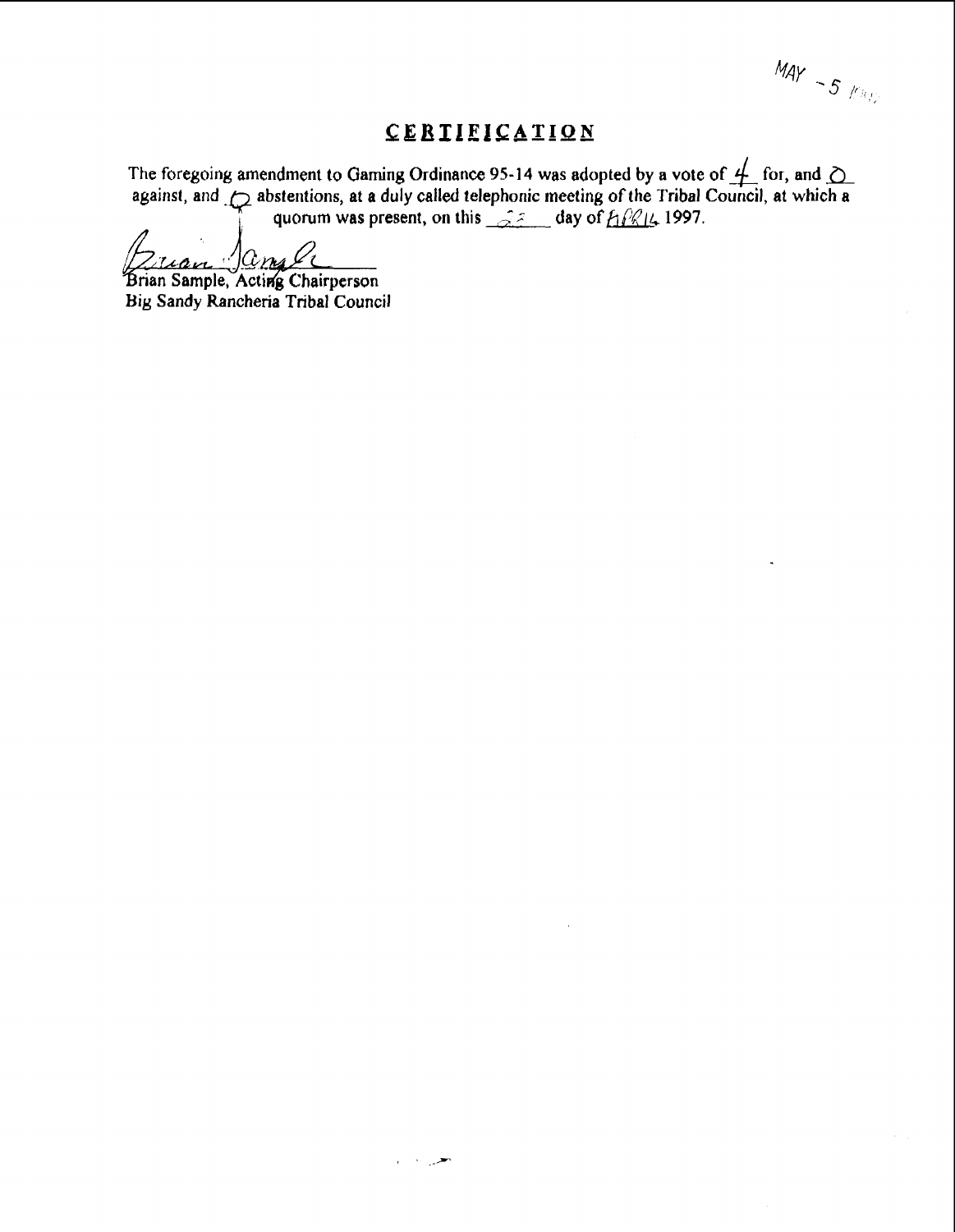MAY -5

## CERTIFICATION

The foregoing amendment to Gaming Ordinance 95-14 was adopted by a vote of 4 for, and 0 against, and 0 abstentions, at a duly called telephonic meeting of the Tribal Council, at which a quorum was present, on this 22 day of APRIL 1997.

Brian Sample

Brian Sample, Acting Chairperson
Big Sandy Rancheria Tribal Council